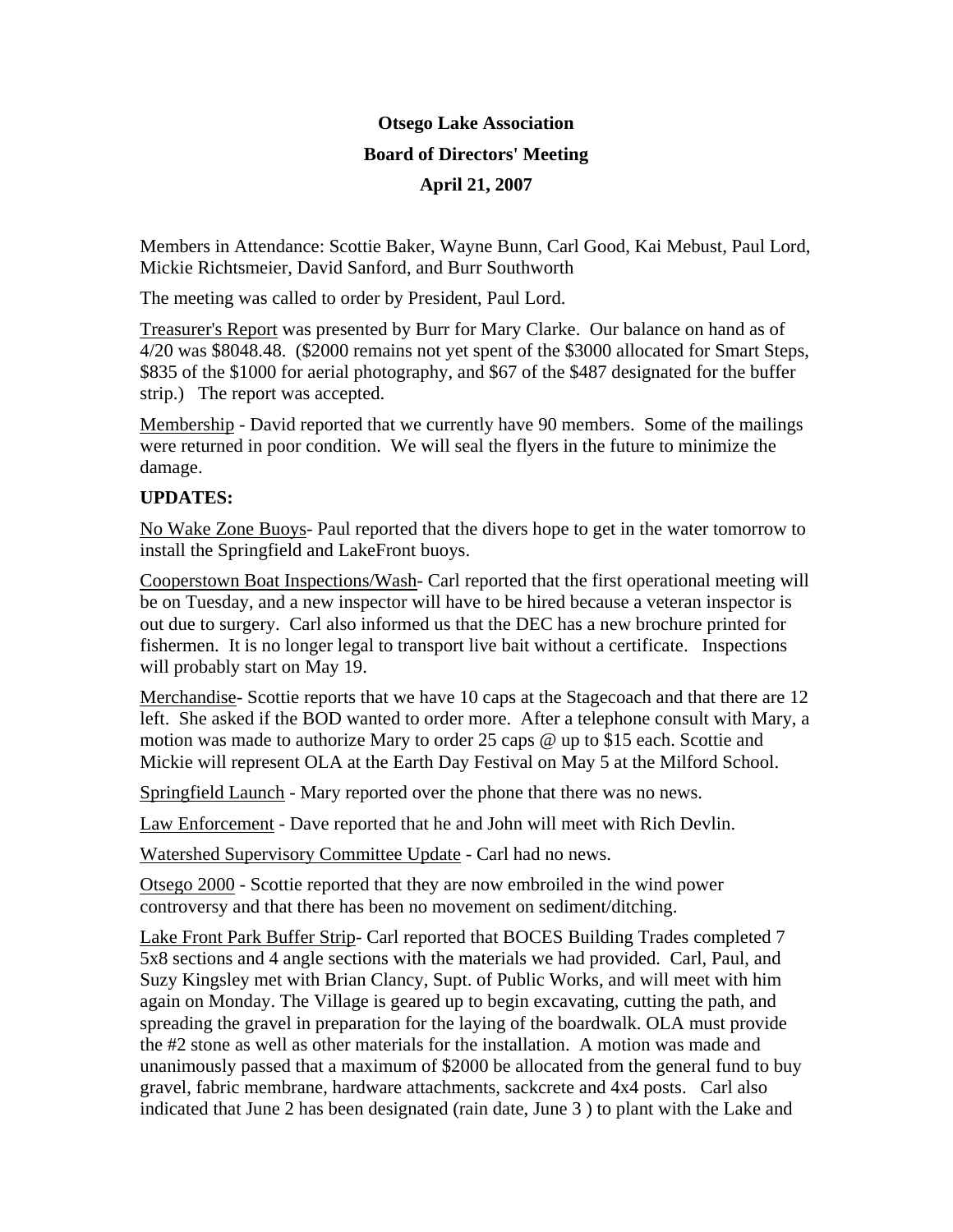**Otsego Lake Association**

**Board of Directors' Meeting**

**April 21, 2007**

Members in Attendance: Scottie Baker, Wayne Bunn, Carl Good, Kai Mebust, Paul Lord, Mickie Richtsmeier, David Sanford, and Burr Southworth

The meeting was called to order by President, Paul Lord.

Treasurer's Report was presented by Burr for Mary Clarke. Our balance on hand as of 4/20 was $8048.48. ($2000 remains not yet spent of the $3000 allocated for Smart Steps, $835 of the $1000 for aerial photography, and $67 of the $487 designated for the buffer strip.) The report was accepted.

Membership - David reported that we currently have 90 members. Some of the mailings were returned in poor condition. We will seal the flyers in the future to minimize the damage.

**UPDATES:**

No Wake Zone Buoys- Paul reported that the divers hope to get in the water tomorrow to install the Springfield and LakeFront buoys.

Cooperstown Boat Inspections/Wash- Carl reported that the first operational meeting will be on Tuesday, and a new inspector will have to be hired because a veteran inspector is out due to surgery. Carl also informed us that the DEC has a new brochure printed for fishermen. It is no longer legal to transport live bait without a certificate. Inspections will probably start on May 19.

Merchandise- Scottie reports that we have 10 caps at the Stagecoach and that there are 12 left. She asked if the BOD wanted to order more. After a telephone consult with Mary, a motion was made to authorize Mary to order 25 caps @ up to $15 each. Scottie and Mickie will represent OLA at the Earth Day Festival on May 5 at the Milford School.

Springfield Launch - Mary reported over the phone that there was no news.

Law Enforcement - Dave reported that he and John will meet with Rich Devlin.

Watershed Supervisory Committee Update - Carl had no news.

Otsego 2000 - Scottie reported that they are now embroiled in the wind power controversy and that there has been no movement on sediment/ditching.

Lake Front Park Buffer Strip- Carl reported that BOCES Building Trades completed 7 5x8 sections and 4 angle sections with the materials we had provided. Carl, Paul, and Suzy Kingsley met with Brian Clancy, Supt. of Public Works, and will meet with him again on Monday. The Village is geared up to begin excavating, cutting the path, and spreading the gravel in preparation for the laying of the boardwalk. OLA must provide the #2 stone as well as other materials for the installation. A motion was made and unanimously passed that a maximum of $2000 be allocated from the general fund to buy gravel, fabric membrane, hardware attachments, sackcrete and 4x4 posts. Carl also indicated that June 2 has been designated (rain date, June 3 ) to plant with the Lake and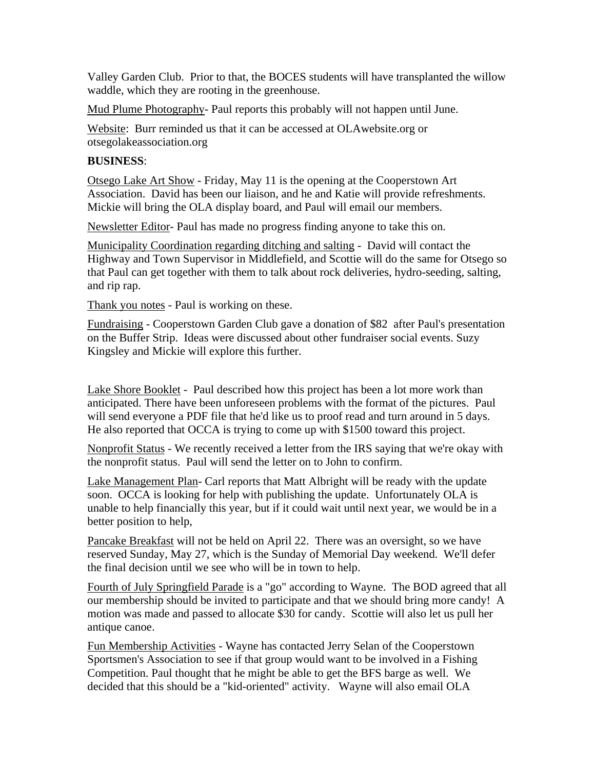Valley Garden Club. Prior to that, the BOCES students will have transplanted the willow waddle, which they are rooting in the greenhouse.

Mud Plume Photography- Paul reports this probably will not happen until June.

Website: Burr reminded us that it can be accessed at OLAwebsite.org or otsegolakeassociation.org

**BUSINESS**:

Otsego Lake Art Show - Friday, May 11 is the opening at the Cooperstown Art Association. David has been our liaison, and he and Katie will provide refreshments. Mickie will bring the OLA display board, and Paul will email our members.

Newsletter Editor- Paul has made no progress finding anyone to take this on.

Municipality Coordination regarding ditching and salting - David will contact the Highway and Town Supervisor in Middlefield, and Scottie will do the same for Otsego so that Paul can get together with them to talk about rock deliveries, hydro-seeding, salting, and rip rap.

Thank you notes - Paul is working on these.

Fundraising - Cooperstown Garden Club gave a donation of $82 after Paul's presentation on the Buffer Strip. Ideas were discussed about other fundraiser social events. Suzy Kingsley and Mickie will explore this further.

Lake Shore Booklet - Paul described how this project has been a lot more work than anticipated. There have been unforeseen problems with the format of the pictures. Paul will send everyone a PDF file that he'd like us to proof read and turn around in 5 days. He also reported that OCCA is trying to come up with $1500 toward this project.

Nonprofit Status - We recently received a letter from the IRS saying that we're okay with the nonprofit status. Paul will send the letter on to John to confirm.

Lake Management Plan- Carl reports that Matt Albright will be ready with the update soon. OCCA is looking for help with publishing the update. Unfortunately OLA is unable to help financially this year, but if it could wait until next year, we would be in a better position to help,

Pancake Breakfast will not be held on April 22. There was an oversight, so we have reserved Sunday, May 27, which is the Sunday of Memorial Day weekend. We'll defer the final decision until we see who will be in town to help.

Fourth of July Springfield Parade is a "go" according to Wayne. The BOD agreed that all our membership should be invited to participate and that we should bring more candy! A motion was made and passed to allocate $30 for candy. Scottie will also let us pull her antique canoe.

Fun Membership Activities - Wayne has contacted Jerry Selan of the Cooperstown Sportsmen's Association to see if that group would want to be involved in a Fishing Competition. Paul thought that he might be able to get the BFS barge as well. We decided that this should be a "kid-oriented" activity. Wayne will also email OLA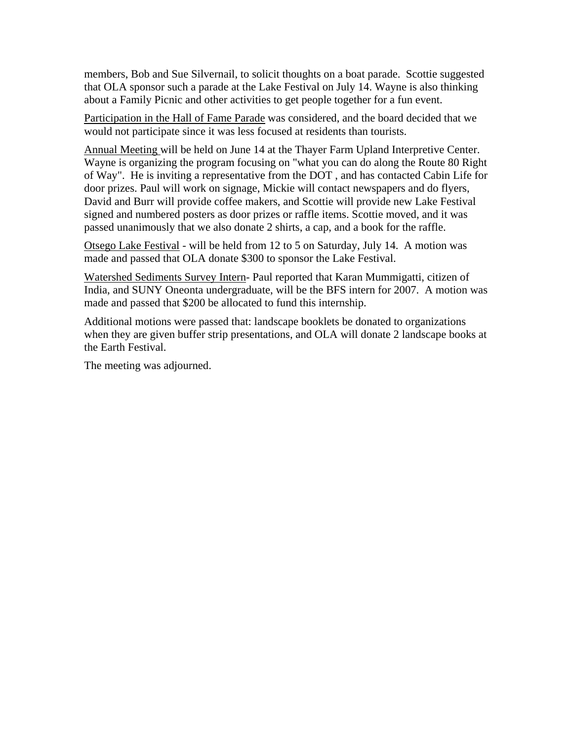members, Bob and Sue Silvernail, to solicit thoughts on a boat parade. Scottie suggested that OLA sponsor such a parade at the Lake Festival on July 14. Wayne is also thinking about a Family Picnic and other activities to get people together for a fun event.

<u>Participation in the Hall of Fame Parade</u> was considered, and the board decided that we would not participate since it was less focused at residents than tourists.

<u>Annual Meeting</u> will be held on June 14 at the Thayer Farm Upland Interpretive Center. Wayne is organizing the program focusing on "what you can do along the Route 80 Right of Way". He is inviting a representative from the DOT , and has contacted Cabin Life for door prizes. Paul will work on signage, Mickie will contact newspapers and do flyers, David and Burr will provide coffee makers, and Scottie will provide new Lake Festival signed and numbered posters as door prizes or raffle items. Scottie moved, and it was passed unanimously that we also donate 2 shirts, a cap, and a book for the raffle.

<u>Otsego Lake Festival</u> - will be held from 12 to 5 on Saturday, July 14. A motion was made and passed that OLA donate $300 to sponsor the Lake Festival.

<u>Watershed Sediments Survey Intern</u>- Paul reported that Karan Mummigatti, citizen of India, and SUNY Oneonta undergraduate, will be the BFS intern for 2007. A motion was made and passed that $200 be allocated to fund this internship.

Additional motions were passed that: landscape booklets be donated to organizations when they are given buffer strip presentations, and OLA will donate 2 landscape books at the Earth Festival.

The meeting was adjourned.